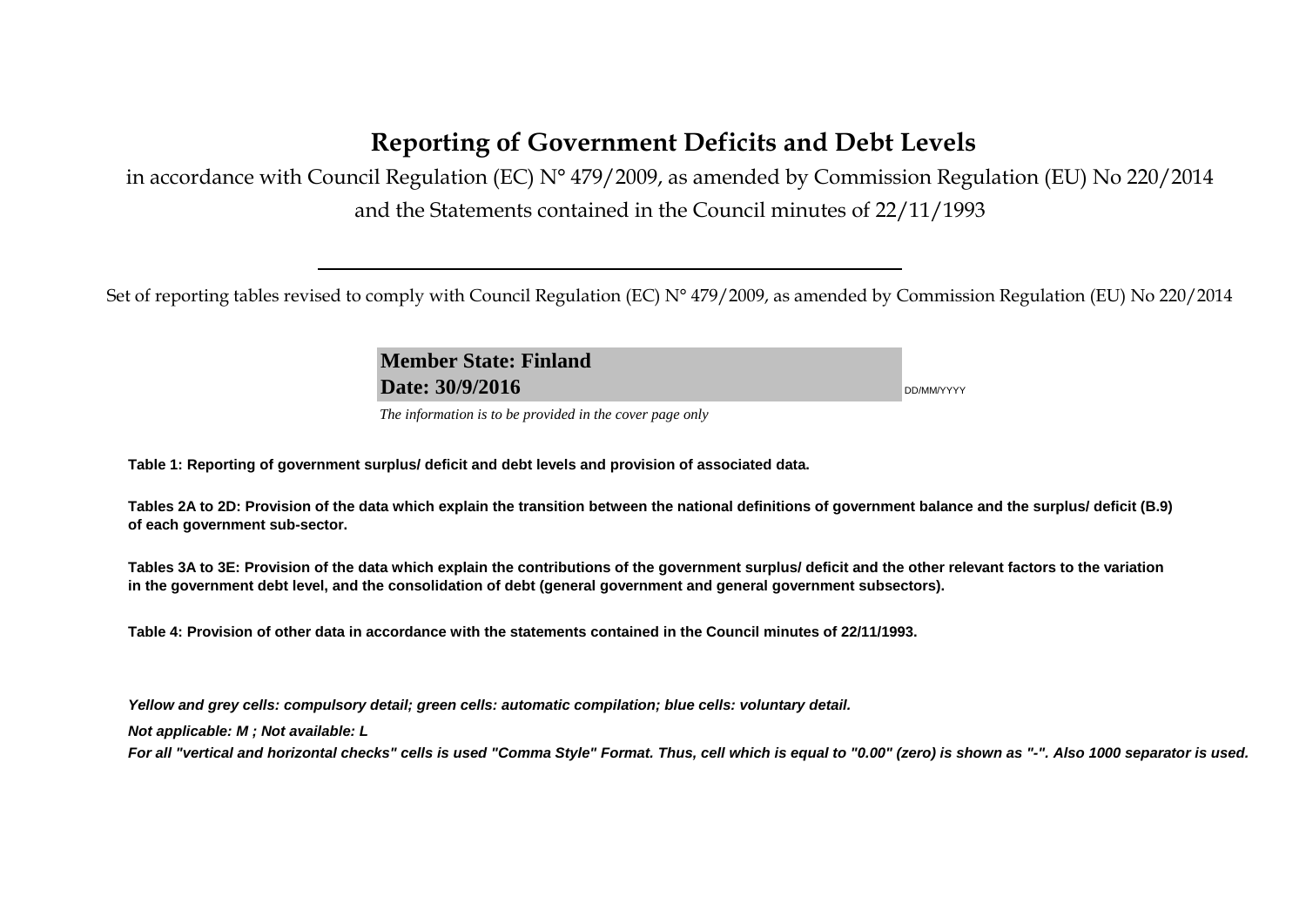# Reporting of Government Deficits and Debt Levels

in accordance with Council Regulation (EC) N° 479/2009, as amended by Commission Regulation (EU) No 220/2014
and the Statements contained in the Council minutes of 22/11/1993

---

Set of reporting tables revised to comply with Council Regulation (EC) N° 479/2009, as amended by Commission Regulation (EU) No 220/2014

**Member State: Finland**
**Date: 30/9/2016** DD/MM/YYYY

*The information is to be provided in the cover page only*

**Table 1: Reporting of government surplus/ deficit and debt levels and provision of associated data.**

**Tables 2A to 2D: Provision of the data which explain the transition between the national definitions of government balance and the surplus/ deficit (B.9) of each government sub-sector.**

**Tables 3A to 3E: Provision of the data which explain the contributions of the government surplus/ deficit and the other relevant factors to the variation in the government debt level, and the consolidation of debt (general government and general government subsectors).**

**Table 4: Provision of other data in accordance with the statements contained in the Council minutes of 22/11/1993.**

***Yellow and grey cells: compulsory detail; green cells: automatic compilation; blue cells: voluntary detail.***

***Not applicable: M ; Not available: L***

***For all "vertical and horizontal checks" cells is used "Comma Style" Format. Thus, cell which is equal to "0.00" (zero) is shown as "-". Also 1000 separator is used.***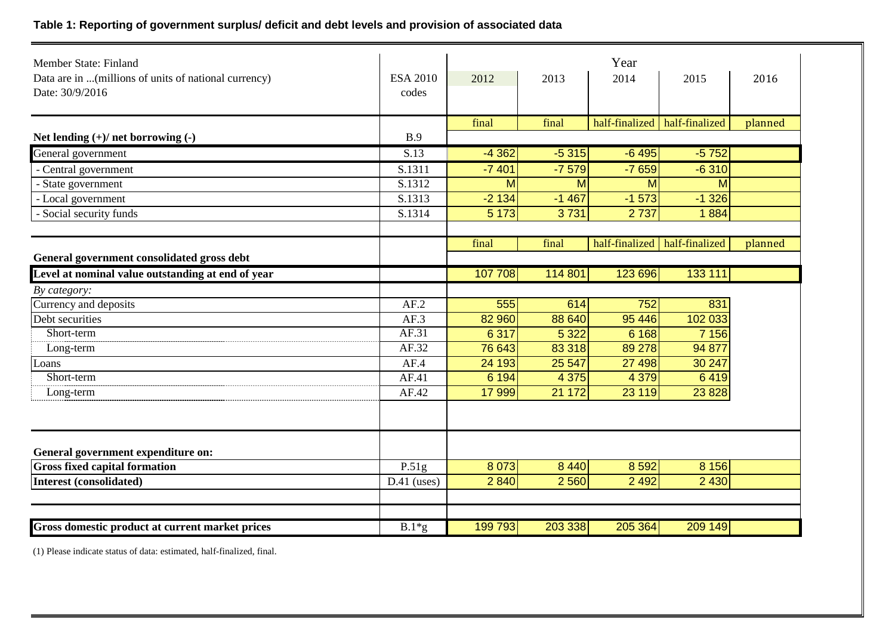**Table 1: Reporting of government surplus/ deficit and debt levels and provision of associated data**

| Member State: Finland<br>Data are in ...(millions of units of national currency)<br>Date: 30/9/2016 | ESA 2010 codes | Year | | | | |
|---|---|---|---|---|---|---|
| | | 2012 | 2013 | 2014 | 2015 | 2016 |
| | | final | final | half-finalized | half-finalized | planned |
| **Net lending (+)/ net borrowing (-)** | B.9 | | | | | |
| General government | S.13 | -4 362 | -5 315 | -6 495 | -5 752 | |
| - Central government | S.1311 | -7 401 | -7 579 | -7 659 | -6 310 | |
| - State government | S.1312 | M | M | M | M | |
| - Local government | S.1313 | -2 134 | -1 467 | -1 573 | -1 326 | |
| - Social security funds | S.1314 | 5 173 | 3 731 | 2 737 | 1 884 | |
| | | final | final | half-finalized | half-finalized | planned |
| **General government consolidated gross debt** | | | | | | |
| **Level at nominal value outstanding at end of year** | | 107 708 | 114 801 | 123 696 | 133 111 | |
| *By category:* | | | | | | |
| Currency and deposits | AF.2 | 555 | 614 | 752 | 831 | |
| Debt securities | AF.3 | 82 960 | 88 640 | 95 446 | 102 033 | |
| Short-term | AF.31 | 6 317 | 5 322 | 6 168 | 7 156 | |
| Long-term | AF.32 | 76 643 | 83 318 | 89 278 | 94 877 | |
| Loans | AF.4 | 24 193 | 25 547 | 27 498 | 30 247 | |
| Short-term | AF.41 | 6 194 | 4 375 | 4 379 | 6 419 | |
| Long-term | AF.42 | 17 999 | 21 172 | 23 119 | 23 828 | |
| **General government expenditure on:** | | | | | | |
| **Gross fixed capital formation** | P.51g | 8 073 | 8 440 | 8 592 | 8 156 | |
| **Interest (consolidated)** | D.41 (uses) | 2 840 | 2 560 | 2 492 | 2 430 | |
| **Gross domestic product at current market prices** | B.1*g | 199 793 | 203 338 | 205 364 | 209 149 | |

(1) Please indicate status of data: estimated, half-finalized, final.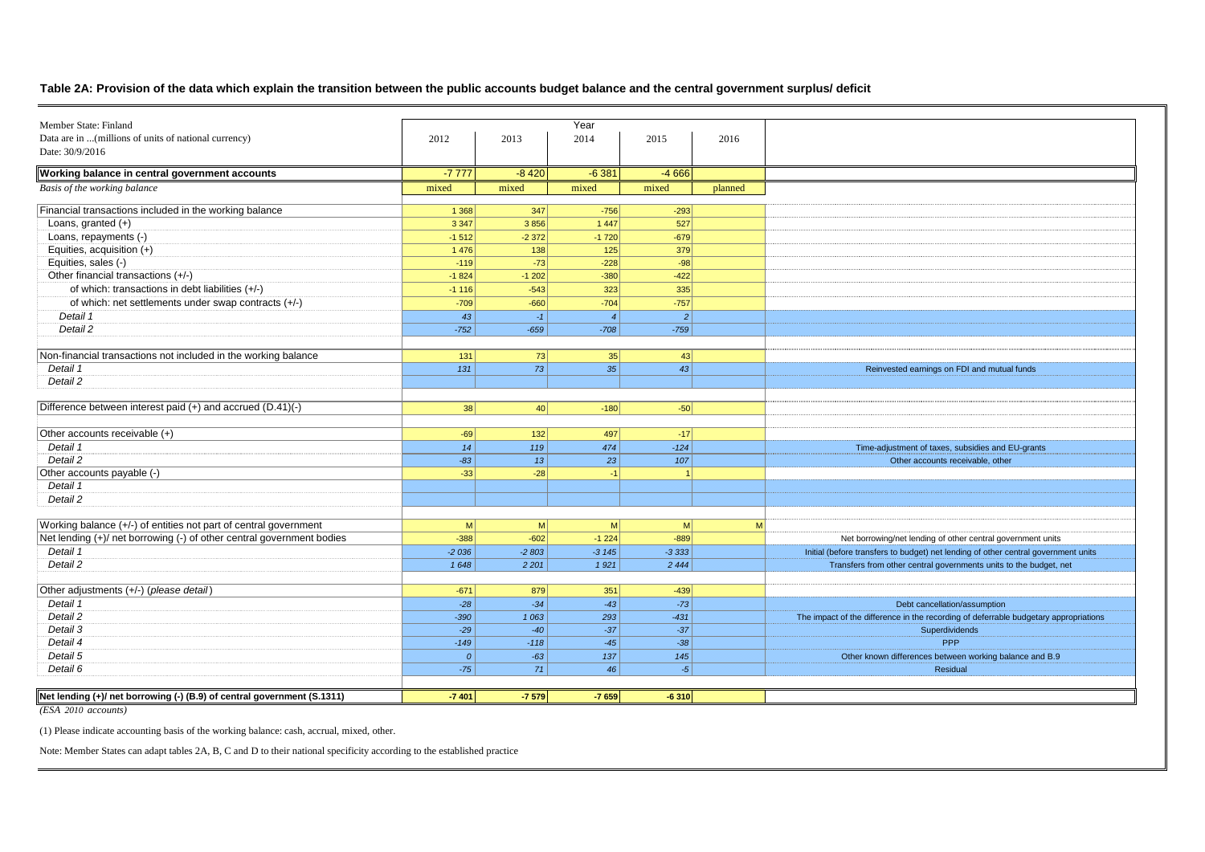## Table 2A: Provision of the data which explain the transition between the public accounts budget balance and the central government surplus/ deficit

| Member State: Finland<br>Data are in ...(millions of units of national currency)<br>Date: 30/9/2016 | 2012 | 2013 | 2014 | 2015 | 2016 | |
|---|---|---|---|---|---|---|
| **Working balance in central government accounts** | -7 777 | -8 420 | -6 381 | -4 666 | | |
| *Basis of the working balance* | mixed | mixed | mixed | mixed | planned | |
| Financial transactions included in the working balance | 1 368 | 347 | -756 | -293 | | |
| Loans, granted (+) | 3 347 | 3 856 | 1 447 | 527 | | |
| Loans, repayments (-) | -1 512 | -2 372 | -1 720 | -679 | | |
| Equities, acquisition (+) | 1 476 | 138 | 125 | 379 | | |
| Equities, sales (-) | -119 | -73 | -228 | -98 | | |
| Other financial transactions (+/-) | -1 824 | -1 202 | -380 | -422 | | |
| of which: transactions in debt liabilities (+/-) | -1 116 | -543 | 323 | 335 | | |
| of which: net settlements under swap contracts (+/-) | -709 | -660 | -704 | -757 | | |
| *Detail 1* | *43* | *-1* | *4* | *2* | | |
| *Detail 2* | *-752* | *-659* | *-708* | *-759* | | |
| Non-financial transactions not included in the working balance | 131 | 73 | 35 | 43 | | |
| *Detail 1* | *131* | *73* | *35* | *43* | | Reinvested earnings on FDI and mutual funds |
| *Detail 2* | | | | | | |
| Difference between interest paid (+) and accrued (D.41)(-) | 38 | 40 | -180 | -50 | | |
| Other accounts receivable (+) | -69 | 132 | 497 | -17 | | |
| *Detail 1* | *14* | *119* | *474* | *-124* | | Time-adjustment of taxes, subsidies and EU-grants |
| *Detail 2* | *-83* | *13* | *23* | *107* | | Other accounts receivable, other |
| Other accounts payable (-) | -33 | -28 | -1 | 1 | | |
| *Detail 1* | | | | | | |
| *Detail 2* | | | | | | |
| Working balance (+/-) of entities not part of central government | M | M | M | M | M | |
| Net lending (+)/ net borrowing (-) of other central government bodies | -388 | -602 | -1 224 | -889 | | Net borrowing/net lending of other central government units |
| *Detail 1* | *-2 036* | *-2 803* | *-3 145* | *-3 333* | | Initial (before transfers to budget) net lending of other central government units |
| *Detail 2* | *1 648* | *2 201* | *1 921* | *2 444* | | Transfers from other central governments units to the budget, net |
| Other adjustments (+/-) (*please detail*) | -671 | 879 | 351 | -439 | | |
| *Detail 1* | *-28* | *-34* | *-43* | *-73* | | Debt cancellation/assumption |
| *Detail 2* | *-390* | *1 063* | *293* | *-431* | | The impact of the difference in the recording of deferrable budgetary appropriations |
| *Detail 3* | *-29* | *-40* | *-37* | *-37* | | Superdividends |
| *Detail 4* | *-149* | *-118* | *-45* | *-38* | | PPP |
| *Detail 5* | *0* | *-63* | *137* | *145* | | Other known differences between working balance and B.9 |
| *Detail 6* | *-75* | *71* | *46* | *-5* | | Residual |
| **Net lending (+)/ net borrowing (-) (B.9) of central government (S.1311)** | **-7 401** | **-7 579** | **-7 659** | **-6 310** | | |

*(ESA 2010 accounts)*

(1) Please indicate accounting basis of the working balance: cash, accrual, mixed, other.

Note: Member States can adapt tables 2A, B, C and D to their national specificity according to the established practice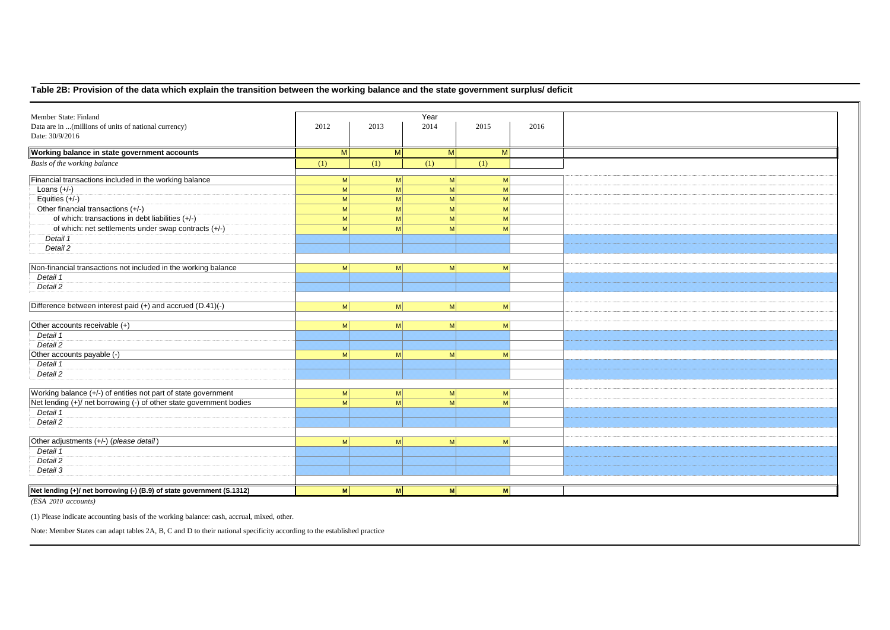## Table 2B: Provision of the data which explain the transition between the working balance and the state government surplus/ deficit

| Member State: Finland<br>Data are in ...(millions of units of national currency)<br>Date: 30/9/2016 | Year<br>2012 | 2013 | 2014 | 2015 | 2016 | |
|---|---|---|---|---|---|---|
| **Working balance in state government accounts** | M | M | M | M | | |
| *Basis of the working balance* | (1) | (1) | (1) | (1) | | |
| | | | | | | |
| Financial transactions included in the working balance | M | M | M | M | | |
| Loans (+/-) | M | M | M | M | | |
| Equities (+/-) | M | M | M | M | | |
| Other financial transactions (+/-) | M | M | M | M | | |
| of which: transactions in debt liabilities (+/-) | M | M | M | M | | |
| of which: net settlements under swap contracts (+/-) | M | M | M | M | | |
| *Detail 1* | | | | | | |
| *Detail 2* | | | | | | |
| | | | | | | |
| Non-financial transactions not included in the working balance | M | M | M | M | | |
| *Detail 1* | | | | | | |
| *Detail 2* | | | | | | |
| | | | | | | |
| Difference between interest paid (+) and accrued (D.41)(-) | M | M | M | M | | |
| | | | | | | |
| Other accounts receivable (+) | M | M | M | M | | |
| *Detail 1* | | | | | | |
| *Detail 2* | | | | | | |
| Other accounts payable (-) | M | M | M | M | | |
| *Detail 1* | | | | | | |
| *Detail 2* | | | | | | |
| | | | | | | |
| Working balance (+/-) of entities not part of state government | M | M | M | M | | |
| Net lending (+)/ net borrowing (-) of other state government bodies | M | M | M | M | | |
| *Detail 1* | | | | | | |
| *Detail 2* | | | | | | |
| | | | | | | |
| Other adjustments (+/-) (*please detail*) | M | M | M | M | | |
| *Detail 1* | | | | | | |
| *Detail 2* | | | | | | |
| *Detail 3* | | | | | | |
| | | | | | | |
| **Net lending (+)/ net borrowing (-) (B.9) of state government (S.1312)** | **M** | **M** | **M** | **M** | | |

*(ESA 2010 accounts)*

(1) Please indicate accounting basis of the working balance: cash, accrual, mixed, other.

Note: Member States can adapt tables 2A, B, C and D to their national specificity according to the established practice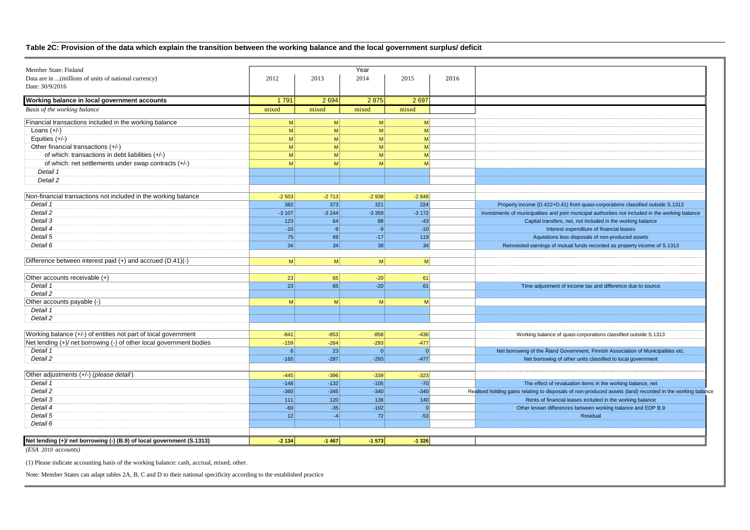## Table 2C: Provision of the data which explain the transition between the working balance and the local government surplus/ deficit

| Member State: Finland<br>Data are in ...(millions of units of national currency)<br>Date: 30/9/2016 | 2012 | 2013 | 2014 | 2015 | 2016 | |
|---|---|---|---|---|---|---|
| **Working balance in local government accounts** | 1 791 | 2 694 | 2 875 | 2 697 | | |
| *Basis of the working balance* | mixed | mixed | mixed | mixed | | |
| Financial transactions included in the working balance | M | M | M | M | | |
| Loans (+/-) | M | M | M | M | | |
| Equities (+/-) | M | M | M | M | | |
| Other financial transactions (+/-) | M | M | M | M | | |
| of which: transactions in debt liabilities (+/-) | M | M | M | M | | |
| of which: net settlements under swap contracts (+/-) | M | M | M | M | | |
| *Detail 1* | | | | | | |
| *Detail 2* | | | | | | |
| Non-financial transactions not included in the working balance | -2 503 | -2 713 | -2 938 | -2 848 | | |
| *Detail 1* | 382 | 373 | 321 | 224 | | Property income (D.422+D.41) from quasi-corporations classified outside S.1313 |
| *Detail 2* | -3 107 | -3 244 | -3 359 | -3 172 | | Investments of municipalities and joint municipal authorities not included in the working balance |
| *Detail 3* | 123 | 64 | 88 | -43 | | Capital transfers, net, not included in the working balance |
| *Detail 4* | -10 | -9 | -9 | -10 | | Interest expenditure of financial leases |
| *Detail 5* | 75 | 69 | -17 | 119 | | Aquisitions less disposals of non-produced assets |
| *Detail 6* | 34 | 34 | 38 | 34 | | Reinvested earnings of mutual funds recorded as property income of S.1313 |
| Difference between interest paid (+) and accrued (D.41)(-) | M | M | M | M | | |
| Other accounts receivable (+) | 23 | 65 | -20 | 61 | | |
| *Detail 1* | 23 | 65 | -20 | 61 | | Time adjustment of income tax and difference due to source |
| *Detail 2* | | | | | | |
| Other accounts payable (-) | M | M | M | M | | |
| *Detail 1* | | | | | | |
| *Detail 2* | | | | | | |
| Working balance (+/-) of entities not part of local government | -841 | -853 | -858 | -436 | | Working balance of quasi-corporations classified outside S.1313 |
| Net lending (+)/ net borrowing (-) of other local government bodies | -159 | -264 | -293 | -477 | | |
| *Detail 1* | 6 | 23 | 0 | 0 | | Net borrowing of the Åland Government, Finnish Association of Municipalities etc. |
| *Detail 2* | -165 | -287 | -293 | -477 | | Net borrowing of other units classified to local government |
| Other adjustments (+/-) (*please detail*) | -445 | -396 | -339 | -323 | | |
| *Detail 1* | -148 | -132 | -105 | -70 | | The effect of revaluation items in the working balance, net |
| *Detail 2* | -360 | -345 | -340 | -340 | | Realised holding gains relating to disposals of non-produced assets (land) recorded in the working balance |
| *Detail 3* | 111 | 120 | 136 | 140 | | Rents of financial leases included in the working balance |
| *Detail 4* | -60 | -35 | -102 | 0 | | Other known differences between working balance and EDP B.9 |
| *Detail 5* | 12 | -4 | 72 | -53 | | Residual |
| *Detail 6* | | | | | | |
| **Net lending (+)/ net borrowing (-) (B.9) of local government (S.1313)** | **-2 134** | **-1 467** | **-1 573** | **-1 326** | | |

*(ESA 2010 accounts)*

(1) Please indicate accounting basis of the working balance: cash, accrual, mixed, other.

Note: Member States can adapt tables 2A, B, C and D to their national specificity according to the established practice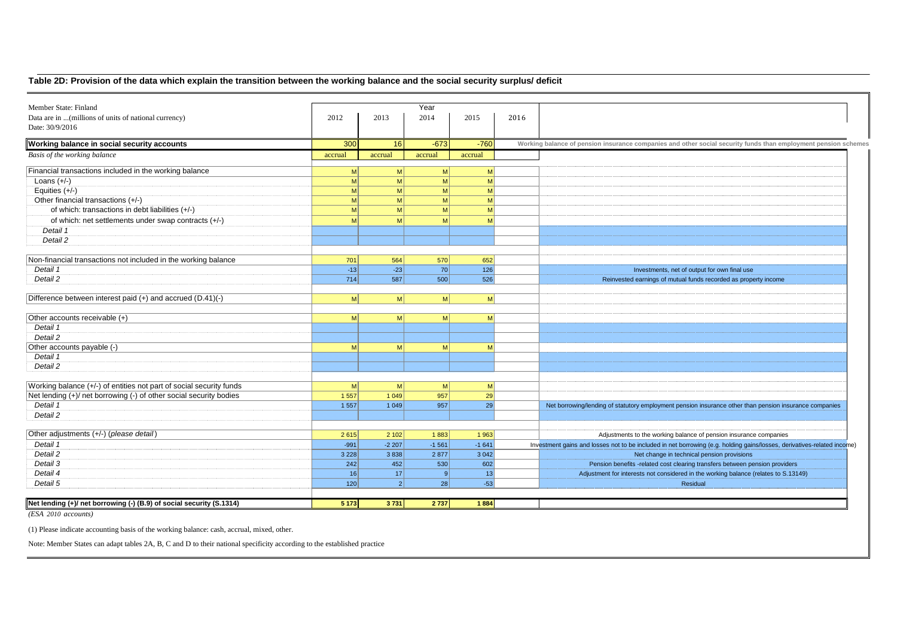## Table 2D: Provision of the data which explain the transition between the working balance and the social security surplus/ deficit

Member State: Finland
Data are in ...(millions of units of national currency)
Date: 30/9/2016

| | 2012 | 2013 | 2014 | 2015 | 2016 | |
|---|---|---|---|---|---|---|
| **Working balance in social security accounts** | 300 | 16 | -673 | -760 | | Working balance of pension insurance companies and other social security funds than employment pension schemes |
| *Basis of the working balance* | accrual | accrual | accrual | accrual | | |
| Financial transactions included in the working balance | M | M | M | M | | |
| Loans (+/-) | M | M | M | M | | |
| Equities (+/-) | M | M | M | M | | |
| Other financial transactions (+/-) | M | M | M | M | | |
| of which: transactions in debt liabilities (+/-) | M | M | M | M | | |
| of which: net settlements under swap contracts (+/-) | M | M | M | M | | |
| *Detail 1* | | | | | | |
| *Detail 2* | | | | | | |
| Non-financial transactions not included in the working balance | 701 | 564 | 570 | 652 | | |
| *Detail 1* | -13 | -23 | 70 | 126 | | Investments, net of output for own final use |
| *Detail 2* | 714 | 587 | 500 | 526 | | Reinvested earnings of mutual funds recorded as property income |
| Difference between interest paid (+) and accrued (D.41)(-) | M | M | M | M | | |
| Other accounts receivable (+) | M | M | M | M | | |
| *Detail 1* | | | | | | |
| *Detail 2* | | | | | | |
| Other accounts payable (-) | M | M | M | M | | |
| *Detail 1* | | | | | | |
| *Detail 2* | | | | | | |
| Working balance (+/-) of entities not part of social security funds | M | M | M | M | | |
| Net lending (+)/ net borrowing (-) of other social security bodies | 1 557 | 1 049 | 957 | 29 | | |
| *Detail 1* | 1 557 | 1 049 | 957 | 29 | | Net borrowing/lending of statutory employment pension insurance other than pension insurance companies |
| *Detail 2* | | | | | | |
| Other adjustments (+/-) (*please detail*) | 2 615 | 2 102 | 1 883 | 1 963 | | Adjustments to the working balance of pension insurance companies |
| *Detail 1* | -991 | -2 207 | -1 561 | -1 641 | | Investment gains and losses not to be included in net borrowing (e.g. holding gains/losses, derivatives-related income) |
| *Detail 2* | 3 228 | 3 838 | 2 877 | 3 042 | | Net change in technical pension provisions |
| *Detail 3* | 242 | 452 | 530 | 602 | | Pension benefits -related cost clearing transfers between pension providers |
| *Detail 4* | 16 | 17 | 9 | 13 | | Adjustment for interests not considered in the working balance (relates to S.13149) |
| *Detail 5* | 120 | 2 | 28 | -53 | | Residual |
| **Net lending (+)/ net borrowing (-) (B.9) of social security (S.1314)** | **5 173** | **3 731** | **2 737** | **1 884** | | |

*(ESA 2010 accounts)*

(1) Please indicate accounting basis of the working balance: cash, accrual, mixed, other.

Note: Member States can adapt tables 2A, B, C and D to their national specificity according to the established practice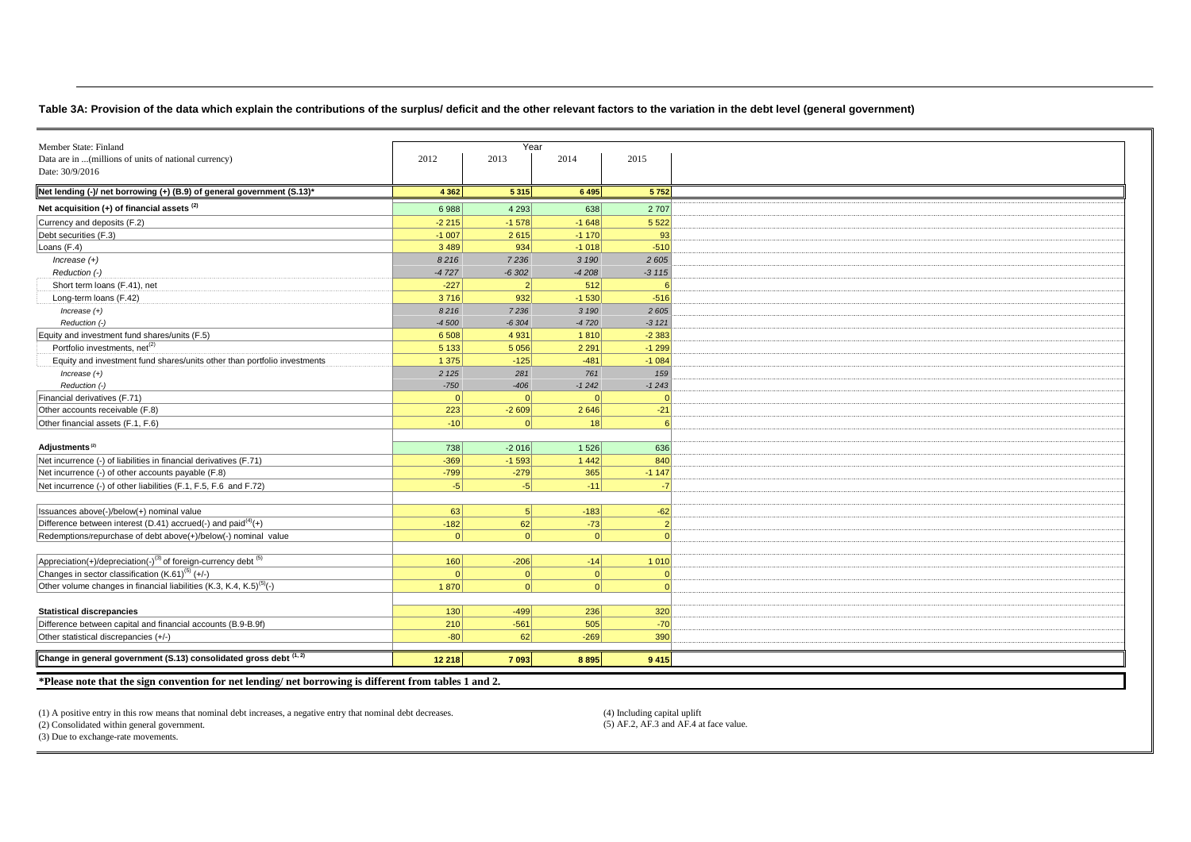**Table 3A: Provision of the data which explain the contributions of the surplus/ deficit and the other relevant factors to the variation in the debt level (general government)**

| Member State: Finland<br>Data are in ...(millions of units of national currency)<br>Date: 30/9/2016 | Year | | | |
|---|---|---|---|---|
| | 2012 | 2013 | 2014 | 2015 |
| **Net lending (-)/ net borrowing (+) (B.9) of general government (S.13)*** | **4 362** | **5 315** | **6 495** | **5 752** |
| **Net acquisition (+) of financial assets (2)** | 6 988 | 4 293 | 638 | 2 707 |
| Currency and deposits (F.2) | -2 215 | -1 578 | -1 648 | 5 522 |
| Debt securities (F.3) | -1 007 | 2 615 | -1 170 | 93 |
| Loans (F.4) | 3 489 | 934 | -1 018 | -510 |
| *Increase (+)* | *8 216* | *7 236* | *3 190* | *2 605* |
| *Reduction (-)* | *-4 727* | *-6 302* | *-4 208* | *-3 115* |
| Short term loans (F.41), net | -227 | 2 | 512 | 6 |
| Long-term loans (F.42) | 3 716 | 932 | -1 530 | -516 |
| *Increase (+)* | *8 216* | *7 236* | *3 190* | *2 605* |
| *Reduction (-)* | *-4 500* | *-6 304* | *-4 720* | *-3 121* |
| Equity and investment fund shares/units (F.5) | 6 508 | 4 931 | 1 810 | -2 383 |
| Portfolio investments, net(2) | 5 133 | 5 056 | 2 291 | -1 299 |
| Equity and investment fund shares/units other than portfolio investments | 1 375 | -125 | -481 | -1 084 |
| *Increase (+)* | *2 125* | *281* | *761* | *159* |
| *Reduction (-)* | *-750* | *-406* | *-1 242* | *-1 243* |
| Financial derivatives (F.71) | 0 | 0 | 0 | 0 |
| Other accounts receivable (F.8) | 223 | -2 609 | 2 646 | -21 |
| Other financial assets (F.1, F.6) | -10 | 0 | 18 | 6 |
| | | | | |
| **Adjustments (2)** | 738 | -2 016 | 1 526 | 636 |
| Net incurrence (-) of liabilities in financial derivatives (F.71) | -369 | -1 593 | 1 442 | 840 |
| Net incurrence (-) of other accounts payable (F.8) | -799 | -279 | 365 | -1 147 |
| Net incurrence (-) of other liabilities (F.1, F.5, F.6 and F.72) | -5 | -5 | -11 | -7 |
| | | | | |
| Issuances above(-)/below(+) nominal value | 63 | 5 | -183 | -62 |
| Difference between interest (D.41) accrued(-) and paid(4)(+) | -182 | 62 | -73 | 2 |
| Redemptions/repurchase of debt above(+)/below(-) nominal value | 0 | 0 | 0 | 0 |
| | | | | |
| Appreciation(+)/depreciation(-)(3) of foreign-currency debt (5) | 160 | -206 | -14 | 1 010 |
| Changes in sector classification (K.61)(5) (+/-) | 0 | 0 | 0 | 0 |
| Other volume changes in financial liabilities (K.3, K.4, K.5)(5)(-) | 1 870 | 0 | 0 | 0 |
| | | | | |
| **Statistical discrepancies** | 130 | -499 | 236 | 320 |
| Difference between capital and financial accounts (B.9-B.9f) | 210 | -561 | 505 | -70 |
| Other statistical discrepancies (+/-) | -80 | 62 | -269 | 390 |
| | | | | |
| **Change in general government (S.13) consolidated gross debt (1, 2)** | **12 218** | **7 093** | **8 895** | **9 415** |

**\*Please note that the sign convention for net lending/ net borrowing is different from tables 1 and 2.**

(1) A positive entry in this row means that nominal debt increases, a negative entry that nominal debt decreases.
(2) Consolidated within general government.
(3) Due to exchange-rate movements.
(4) Including capital uplift
(5) AF.2, AF.3 and AF.4 at face value.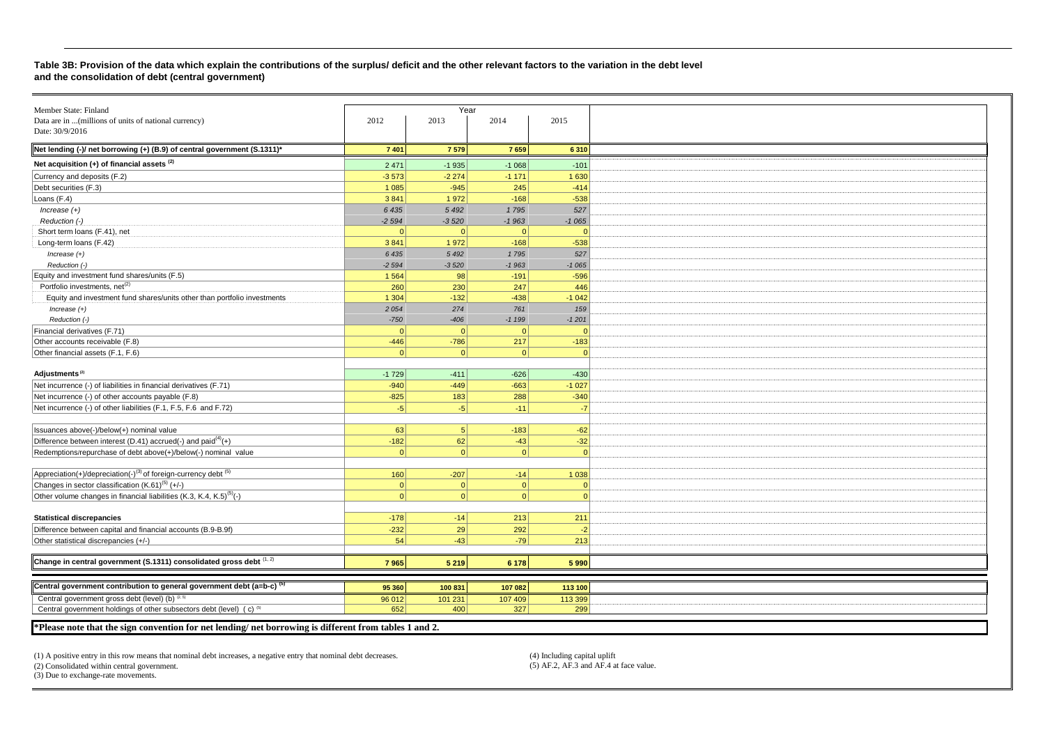**Table 3B: Provision of the data which explain the contributions of the surplus/ deficit and the other relevant factors to the variation in the debt level and the consolidation of debt (central government)**

| Member State: Finland<br>Data are in ...(millions of units of national currency)<br>Date: 30/9/2016 | Year<br>2012 | 2013 | 2014 | 2015 |
|---|---|---|---|---|
| **Net lending (-)/ net borrowing (+) (B.9) of central government (S.1311)*** | **7 401** | **7 579** | **7 659** | **6 310** |
| **Net acquisition (+) of financial assets (2)** | 2 471 | -1 935 | -1 068 | -101 |
| Currency and deposits (F.2) | -3 573 | -2 274 | -1 171 | 1 630 |
| Debt securities (F.3) | 1 085 | -945 | 245 | -414 |
| Loans (F.4) | 3 841 | 1 972 | -168 | -538 |
| *Increase (+)* | *6 435* | *5 492* | *1 795* | *527* |
| *Reduction (-)* | *-2 594* | *-3 520* | *-1 963* | *-1 065* |
| Short term loans (F.41), net | 0 | 0 | 0 | 0 |
| Long-term loans (F.42) | 3 841 | 1 972 | -168 | -538 |
| *Increase (+)* | *6 435* | *5 492* | *1 795* | *527* |
| *Reduction (-)* | *-2 594* | *-3 520* | *-1 963* | *-1 065* |
| Equity and investment fund shares/units (F.5) | 1 564 | 98 | -191 | -596 |
| Portfolio investments, net(2) | 260 | 230 | 247 | 446 |
| Equity and investment fund shares/units other than portfolio investments | 1 304 | -132 | -438 | -1 042 |
| *Increase (+)* | *2 054* | *274* | *761* | *159* |
| *Reduction (-)* | *-750* | *-406* | *-1 199* | *-1 201* |
| Financial derivatives (F.71) | 0 | 0 | 0 | 0 |
| Other accounts receivable (F.8) | -446 | -786 | 217 | -183 |
| Other financial assets (F.1, F.6) | 0 | 0 | 0 | 0 |
| | | | | |
| **Adjustments (2)** | -1 729 | -411 | -626 | -430 |
| Net incurrence (-) of liabilities in financial derivatives (F.71) | -940 | -449 | -663 | -1 027 |
| Net incurrence (-) of other accounts payable (F.8) | -825 | 183 | 288 | -340 |
| Net incurrence (-) of other liabilities (F.1, F.5, F.6 and F.72) | -5 | -5 | -11 | -7 |
| | | | | |
| Issuances above(-)/below(+) nominal value | 63 | 5 | -183 | -62 |
| Difference between interest (D.41) accrued(-) and paid(4)(+) | -182 | 62 | -43 | -32 |
| Redemptions/repurchase of debt above(+)/below(-) nominal value | 0 | 0 | 0 | 0 |
| | | | | |
| Appreciation(+)/depreciation(-)(3) of foreign-currency debt (5) | 160 | -207 | -14 | 1 038 |
| Changes in sector classification (K.61)(5) (+/-) | 0 | 0 | 0 | 0 |
| Other volume changes in financial liabilities (K.3, K.4, K.5)(5)(-) | 0 | 0 | 0 | 0 |
| | | | | |
| **Statistical discrepancies** | -178 | -14 | 213 | 211 |
| Difference between capital and financial accounts (B.9-B.9f) | -232 | 29 | 292 | -2 |
| Other statistical discrepancies (+/-) | 54 | -43 | -79 | 213 |
| | | | | |
| **Change in central government (S.1311) consolidated gross debt (1, 2)** | **7 965** | **5 219** | **6 178** | **5 990** |
| | | | | |
| **Central government contribution to general government debt (a=b-c) (5)** | **95 360** | **100 831** | **107 082** | **113 100** |
| Central government gross debt (level) (b) (2, 5) | 96 012 | 101 231 | 107 409 | 113 399 |
| Central government holdings of other subsectors debt (level) ( c) (5) | 652 | 400 | 327 | 299 |

**\*Please note that the sign convention for net lending/ net borrowing is different from tables 1 and 2.**

(1) A positive entry in this row means that nominal debt increases, a negative entry that nominal debt decreases.
(2) Consolidated within central government.
(3) Due to exchange-rate movements.
(4) Including capital uplift
(5) AF.2, AF.3 and AF.4 at face value.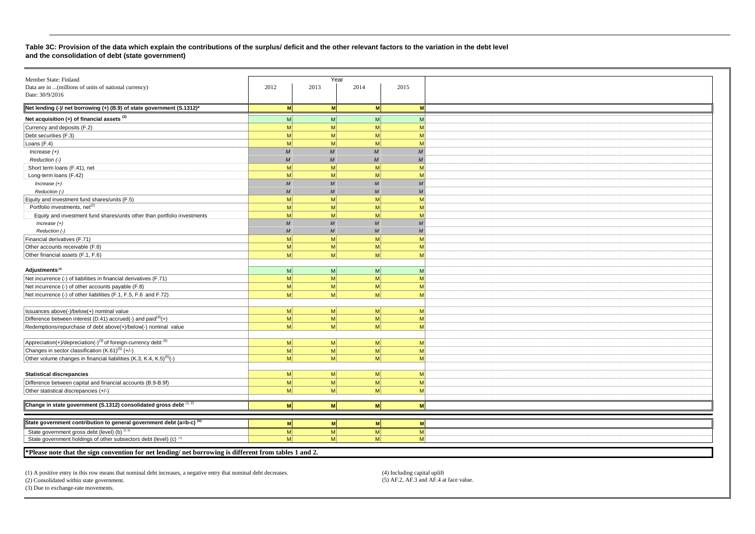**Table 3C: Provision of the data which explain the contributions of the surplus/ deficit and the other relevant factors to the variation in the debt level and the consolidation of debt (state government)**

| Member State: Finland<br>Data are in ...(millions of units of national currency)<br>Date: 30/9/2016 | Year 2012 | 2013 | 2014 | 2015 |
|---|---|---|---|---|
| **Net lending (-)/ net borrowing (+) (B.9) of state government (S.1312)*** | **M** | **M** | **M** | **M** |
| **Net acquisition (+) of financial assets (2)** | M | M | M | M |
| Currency and deposits (F.2) | M | M | M | M |
| Debt securities (F.3) | M | M | M | M |
| Loans (F.4) | M | M | M | M |
| *Increase (+)* | *M* | *M* | *M* | *M* |
| *Reduction (-)* | *M* | *M* | *M* | *M* |
| Short term loans (F.41), net | M | M | M | M |
| Long-term loans (F.42) | M | M | M | M |
| *Increase (+)* | *M* | *M* | *M* | *M* |
| *Reduction (-)* | *M* | *M* | *M* | *M* |
| Equity and investment fund shares/units (F.5) | M | M | M | M |
| Portfolio investments, net(2) | M | M | M | M |
| Equity and investment fund shares/units other than portfolio investments | M | M | M | M |
| *Increase (+)* | *M* | *M* | *M* | *M* |
| *Reduction (-)* | *M* | *M* | *M* | *M* |
| Financial derivatives (F.71) | M | M | M | M |
| Other accounts receivable (F.8) | M | M | M | M |
| Other financial assets (F.1, F.6) | M | M | M | M |
| **Adjustments (2)** | M | M | M | M |
| Net incurrence (-) of liabilities in financial derivatives (F.71) | M | M | M | M |
| Net incurrence (-) of other accounts payable (F.8) | M | M | M | M |
| Net incurrence (-) of other liabilities (F.1, F.5, F.6 and F.72) | M | M | M | M |
| Issuances above(-)/below(+) nominal value | M | M | M | M |
| Difference between interest (D.41) accrued(-) and paid(4)(+) | M | M | M | M |
| Redemptions/repurchase of debt above(+)/below(-) nominal value | M | M | M | M |
| Appreciation(+)/depreciation(-)(3) of foreign-currency debt (5) | M | M | M | M |
| Changes in sector classification (K.61)(5) (+/-) | M | M | M | M |
| Other volume changes in financial liabilities (K.3, K.4, K.5)(5)(-) | M | M | M | M |
| **Statistical discrepancies** | M | M | M | M |
| Difference between capital and financial accounts (B.9-B.9f) | M | M | M | M |
| Other statistical discrepancies (+/-) | M | M | M | M |
| **Change in state government (S.1312) consolidated gross debt (1, 2)** | **M** | **M** | **M** | **M** |
| **State government contribution to general government debt (a=b-c) (5)** | **M** | **M** | **M** | **M** |
| State government gross debt (level) (b) (2, 5) | M | M | M | M |
| State government holdings of other subsectors debt (level) (c) (5) | M | M | M | M |

**\*Please note that the sign convention for net lending/ net borrowing is different from tables 1 and 2.**

(1) A positive entry in this row means that nominal debt increases, a negative entry that nominal debt decreases.
(2) Consolidated within state government.
(3) Due to exchange-rate movements.
(4) Including capital uplift
(5) AF.2, AF.3 and AF.4 at face value.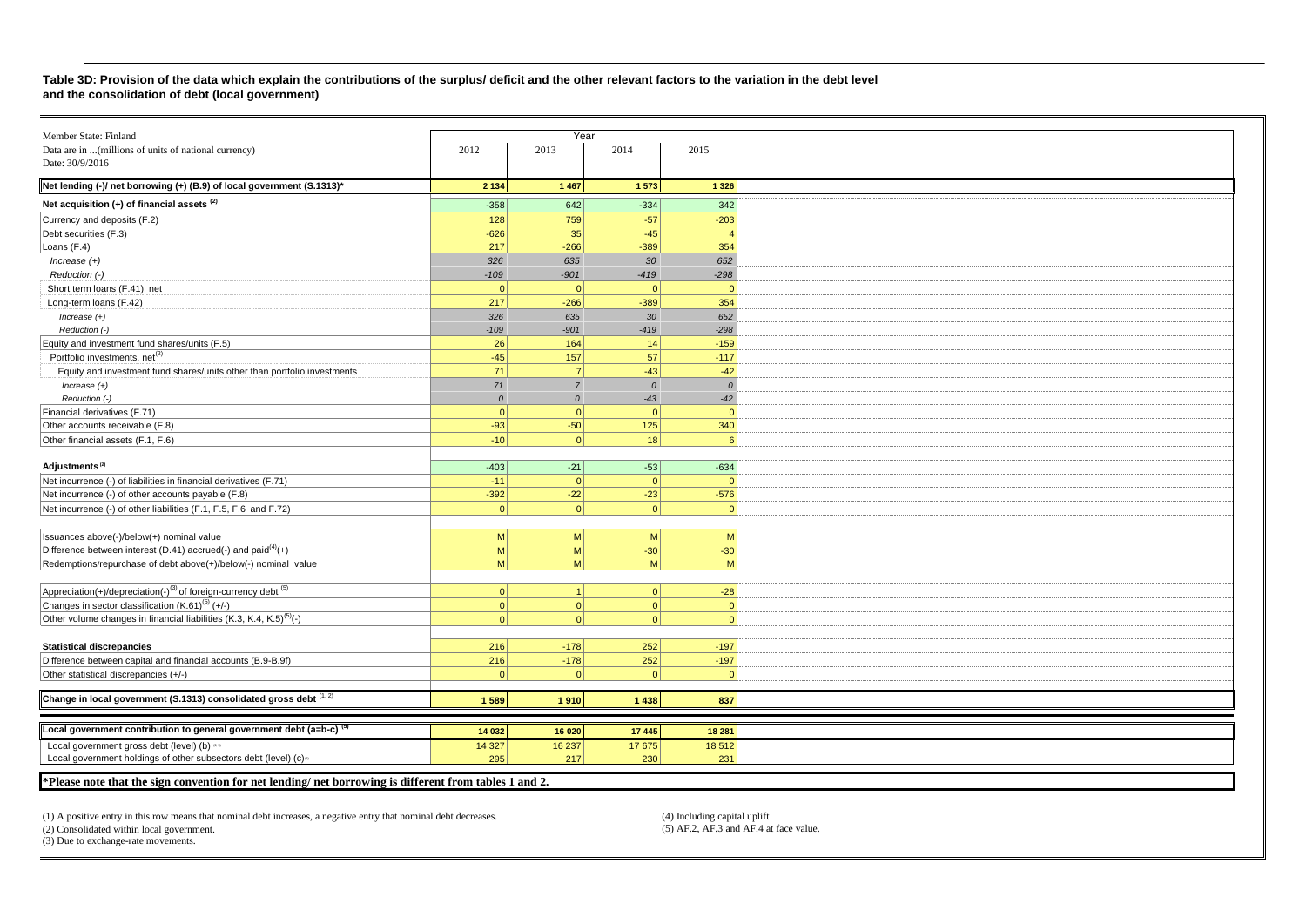**Table 3D: Provision of the data which explain the contributions of the surplus/ deficit and the other relevant factors to the variation in the debt level and the consolidation of debt (local government)**

| Member State: Finland<br>Data are in ...(millions of units of national currency)<br>Date: 30/9/2016 | Year 2012 | 2013 | 2014 | 2015 |
|---|---|---|---|---|
| **Net lending (-)/ net borrowing (+) (B.9) of local government (S.1313)*** | **2 134** | **1 467** | **1 573** | **1 326** |
| **Net acquisition (+) of financial assets (2)** | -358 | 642 | -334 | 342 |
| Currency and deposits (F.2) | 128 | 759 | -57 | -203 |
| Debt securities (F.3) | -626 | 35 | -45 | 4 |
| Loans (F.4) | 217 | -266 | -389 | 354 |
| *Increase (+)* | *326* | *635* | *30* | *652* |
| *Reduction (-)* | *-109* | *-901* | *-419* | *-298* |
| Short term loans (F.41), net | 0 | 0 | 0 | 0 |
| Long-term loans (F.42) | 217 | -266 | -389 | 354 |
| *Increase (+)* | *326* | *635* | *30* | *652* |
| *Reduction (-)* | *-109* | *-901* | *-419* | *-298* |
| Equity and investment fund shares/units (F.5) | 26 | 164 | 14 | -159 |
| Portfolio investments, net(2) | -45 | 157 | 57 | -117 |
| Equity and investment fund shares/units other than portfolio investments | 71 | 7 | -43 | -42 |
| *Increase (+)* | *71* | *7* | *0* | *0* |
| *Reduction (-)* | *0* | *0* | *-43* | *-42* |
| Financial derivatives (F.71) | 0 | 0 | 0 | 0 |
| Other accounts receivable (F.8) | -93 | -50 | 125 | 340 |
| Other financial assets (F.1, F.6) | -10 | 0 | 18 | 6 |
| | | | | |
| **Adjustments (2)** | -403 | -21 | -53 | -634 |
| Net incurrence (-) of liabilities in financial derivatives (F.71) | -11 | 0 | 0 | 0 |
| Net incurrence (-) of other accounts payable (F.8) | -392 | -22 | -23 | -576 |
| Net incurrence (-) of other liabilities (F.1, F.5, F.6 and F.72) | 0 | 0 | 0 | 0 |
| | | | | |
| Issuances above(-)/below(+) nominal value | M | M | M | M |
| Difference between interest (D.41) accrued(-) and paid(4)(+) | M | M | -30 | -30 |
| Redemptions/repurchase of debt above(+)/below(-) nominal value | M | M | M | M |
| | | | | |
| Appreciation(+)/depreciation(-)(3) of foreign-currency debt (5) | 0 | 1 | 0 | -28 |
| Changes in sector classification (K.61)(5) (+/-) | 0 | 0 | 0 | 0 |
| Other volume changes in financial liabilities (K.3, K.4, K.5)(5)(-) | 0 | 0 | 0 | 0 |
| | | | | |
| **Statistical discrepancies** | 216 | -178 | 252 | -197 |
| Difference between capital and financial accounts (B.9-B.9f) | 216 | -178 | 252 | -197 |
| Other statistical discrepancies (+/-) | 0 | 0 | 0 | 0 |
| | | | | |
| **Change in local government (S.1313) consolidated gross debt (1, 2)** | **1 589** | **1 910** | **1 438** | **837** |
| | | | | |
| **Local government contribution to general government debt (a=b-c) (5)** | **14 032** | **16 020** | **17 445** | **18 281** |
| Local government gross debt (level) (b) (2, 5) | 14 327 | 16 237 | 17 675 | 18 512 |
| Local government holdings of other subsectors debt (level) (c)(5) | 295 | 217 | 230 | 231 |

**\*Please note that the sign convention for net lending/ net borrowing is different from tables 1 and 2.**

(1) A positive entry in this row means that nominal debt increases, a negative entry that nominal debt decreases.
(2) Consolidated within local government.
(3) Due to exchange-rate movements.
(4) Including capital uplift
(5) AF.2, AF.3 and AF.4 at face value.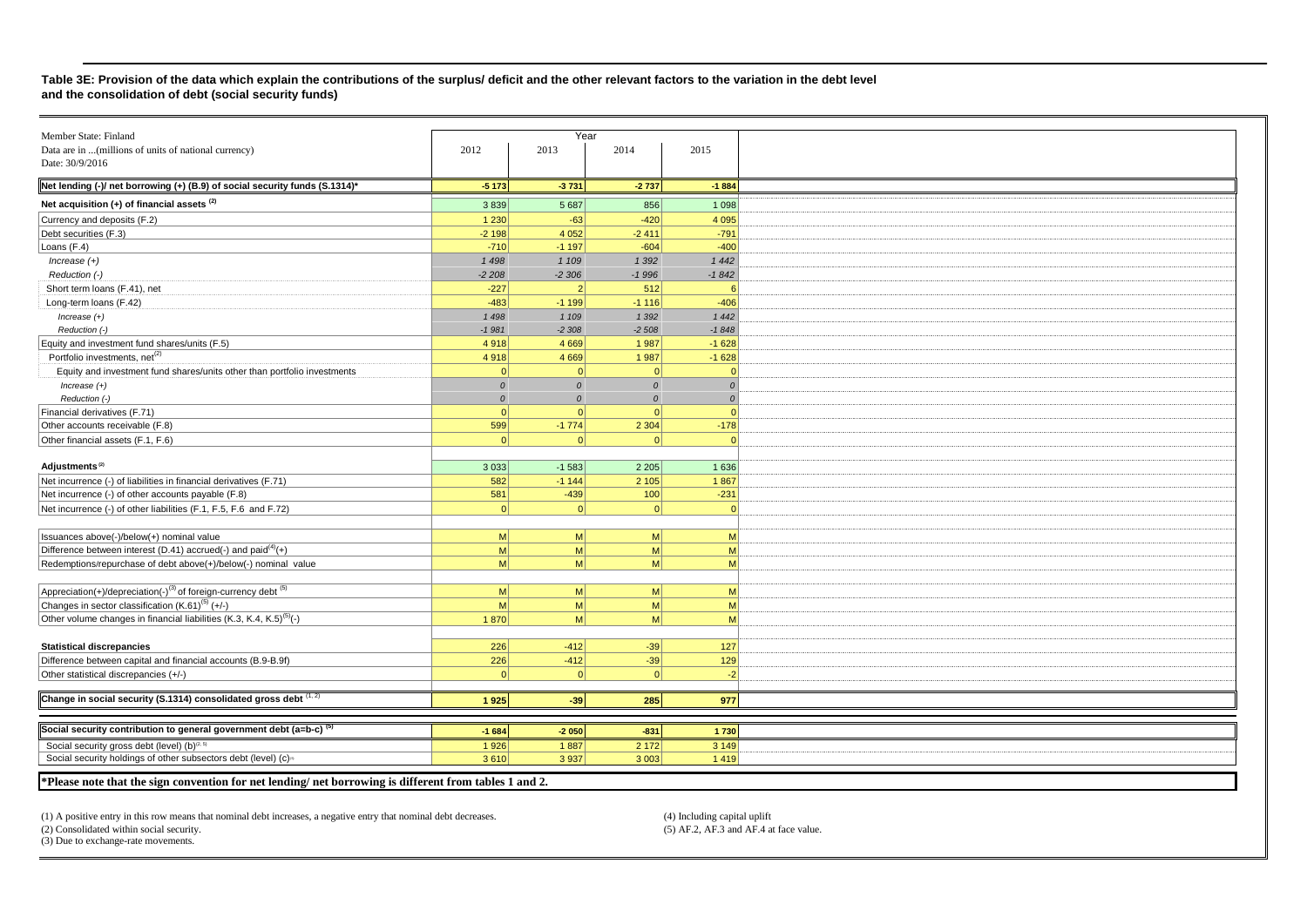**Table 3E: Provision of the data which explain the contributions of the surplus/ deficit and the other relevant factors to the variation in the debt level and the consolidation of debt (social security funds)**

| Member State: Finland<br>Data are in ...(millions of units of national currency)<br>Date: 30/9/2016 | Year | | | |
|---|---|---|---|---|
| | 2012 | 2013 | 2014 | 2015 |
| **Net lending (-)/ net borrowing (+) (B.9) of social security funds (S.1314)*** | **-5 173** | **-3 731** | **-2 737** | **-1 884** |
| **Net acquisition (+) of financial assets (2)** | 3 839 | 5 687 | 856 | 1 098 |
| Currency and deposits (F.2) | 1 230 | -63 | -420 | 4 095 |
| Debt securities (F.3) | -2 198 | 4 052 | -2 411 | -791 |
| Loans (F.4) | -710 | -1 197 | -604 | -400 |
| *Increase (+)* | *1 498* | *1 109* | *1 392* | *1 442* |
| *Reduction (-)* | *-2 208* | *-2 306* | *-1 996* | *-1 842* |
| Short term loans (F.41), net | -227 | 2 | 512 | 6 |
| Long-term loans (F.42) | -483 | -1 199 | -1 116 | -406 |
| *Increase (+)* | *1 498* | *1 109* | *1 392* | *1 442* |
| *Reduction (-)* | *-1 981* | *-2 308* | *-2 508* | *-1 848* |
| Equity and investment fund shares/units (F.5) | 4 918 | 4 669 | 1 987 | -1 628 |
| Portfolio investments, net(2) | 4 918 | 4 669 | 1 987 | -1 628 |
| Equity and investment fund shares/units other than portfolio investments | 0 | 0 | 0 | 0 |
| *Increase (+)* | *0* | *0* | *0* | *0* |
| *Reduction (-)* | *0* | *0* | *0* | *0* |
| Financial derivatives (F.71) | 0 | 0 | 0 | 0 |
| Other accounts receivable (F.8) | 599 | -1 774 | 2 304 | -178 |
| Other financial assets (F.1, F.6) | 0 | 0 | 0 | 0 |
| **Adjustments (2)** | 3 033 | -1 583 | 2 205 | 1 636 |
| Net incurrence (-) of liabilities in financial derivatives (F.71) | 582 | -1 144 | 2 105 | 1 867 |
| Net incurrence (-) of other accounts payable (F.8) | 581 | -439 | 100 | -231 |
| Net incurrence (-) of other liabilities (F.1, F.5, F.6 and F.72) | 0 | 0 | 0 | 0 |
| Issuances above(-)/below(+) nominal value | M | M | M | M |
| Difference between interest (D.41) accrued(-) and paid(4)(+) | M | M | M | M |
| Redemptions/repurchase of debt above(+)/below(-) nominal value | M | M | M | M |
| Appreciation(+)/depreciation(-)(3) of foreign-currency debt (5) | M | M | M | M |
| Changes in sector classification (K.61)(5) (+/-) | M | M | M | M |
| Other volume changes in financial liabilities (K.3, K.4, K.5)(5)(-) | 1 870 | M | M | M |
| **Statistical discrepancies** | 226 | -412 | -39 | 127 |
| Difference between capital and financial accounts (B.9-B.9f) | 226 | -412 | -39 | 129 |
| Other statistical discrepancies (+/-) | 0 | 0 | 0 | -2 |
| **Change in social security (S.1314) consolidated gross debt (1, 2)** | **1 925** | **-39** | **285** | **977** |
| **Social security contribution to general government debt (a=b-c) (5)** | **-1 684** | **-2 050** | **-831** | **1 730** |
| Social security gross debt (level) (b)(2, 5) | 1 926 | 1 887 | 2 172 | 3 149 |
| Social security holdings of other subsectors debt (level) (c)(5) | 3 610 | 3 937 | 3 003 | 1 419 |

**\*Please note that the sign convention for net lending/ net borrowing is different from tables 1 and 2.**

(1) A positive entry in this row means that nominal debt increases, a negative entry that nominal debt decreases.
(2) Consolidated within social security.
(3) Due to exchange-rate movements.
(4) Including capital uplift
(5) AF.2, AF.3 and AF.4 at face value.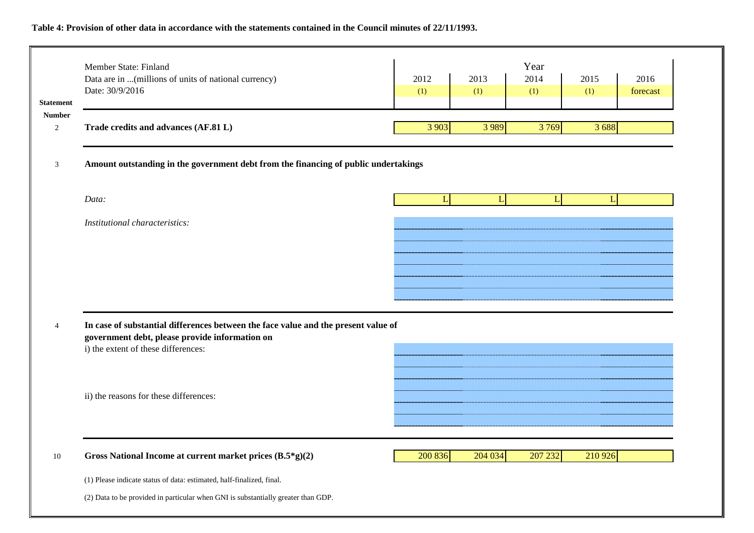**Table 4: Provision of other data in accordance with the statements contained in the Council minutes of 22/11/1993.**

| Statement Number | Member State: Finland<br>Data are in ...(millions of units of national currency)<br>Date: 30/9/2016 | 2012<br>(1) | 2013<br>(1) | 2014<br>(1) | 2015<br>(1) | 2016<br>forecast |
|---|---|---|---|---|---|---|
| 2 | **Trade credits and advances (AF.81 L)** | 3 903 | 3 989 | 3 769 | 3 688 | |
| 3 | **Amount outstanding in the government debt from the financing of public undertakings** | | | | | |
| | *Data:* | L | L | L | L | |
| | *Institutional characteristics:* | | | | | |
| 4 | **In case of substantial differences between the face value and the present value of government debt, please provide information on** | | | | | |
| | i) the extent of these differences: | | | | | |
| | ii) the reasons for these differences: | | | | | |
| 10 | **Gross National Income at current market prices (B.5*g)(2)** | 200 836 | 204 034 | 207 232 | 210 926 | |

(1) Please indicate status of data: estimated, half-finalized, final.

(2) Data to be provided in particular when GNI is substantially greater than GDP.